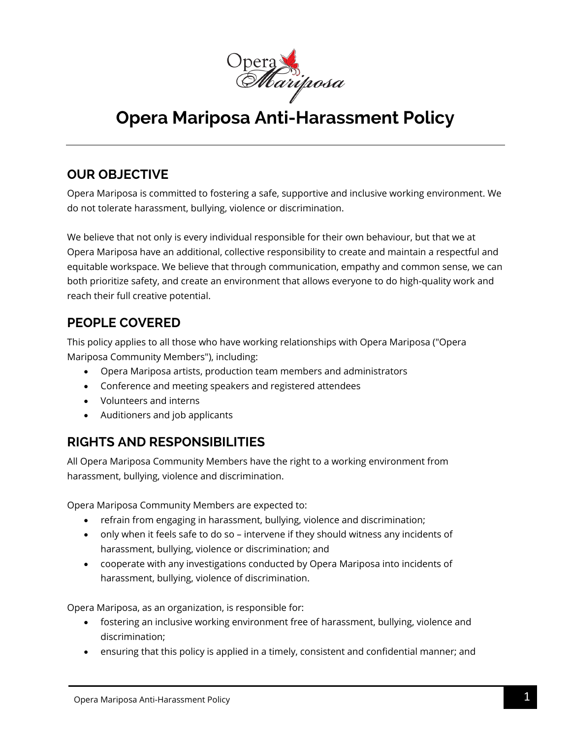# Opera Mariposa Anti-Harassment Policy

## OUR OBJECTIVE

Opera Mariposa is committed to fostering a safe, supportive and inclusive working environment. We do not tolerate harassment, bullying, violence or discrimination.

We believe that not only is every individual responsible for their own behaviour, but that we at Opera Mariposa have an additional, collective responsibility to create and maintain a respectful and equitable workspace. We believe that through communication, empathy and common sense, we can both prioritize safety, and create an environment that allows everyone to do high-quality work and reach their full creative potential.

## PEOPLE COVERED

This policy applies to all those who have working relationships with Opera Mariposa ("Opera Mariposa Community Members"), including:

- Opera Mariposa artists, production team members and administrators
- Conference and meeting speakers and registered attendees
- Volunteers and interns
- Auditioners and job applicants

## RIGHTS AND RESPONSIBILITIES

All Opera Mariposa Community Members have the right to a working environment from harassment, bullying, violence and discrimination.

Opera Mariposa Community Members are expected to:

- refrain from engaging in harassment, bullying, violence and discrimination;
- only when it feels safe to do so – intervene if they should witness any incidents of harassment, bullying, violence or discrimination; and
- cooperate with any investigations conducted by Opera Mariposa into incidents of harassment, bullying, violence of discrimination.

Opera Mariposa, as an organization, is responsible for:

- fostering an inclusive working environment free of harassment, bullying, violence and discrimination;
- ensuring that this policy is applied in a timely, consistent and confidential manner; and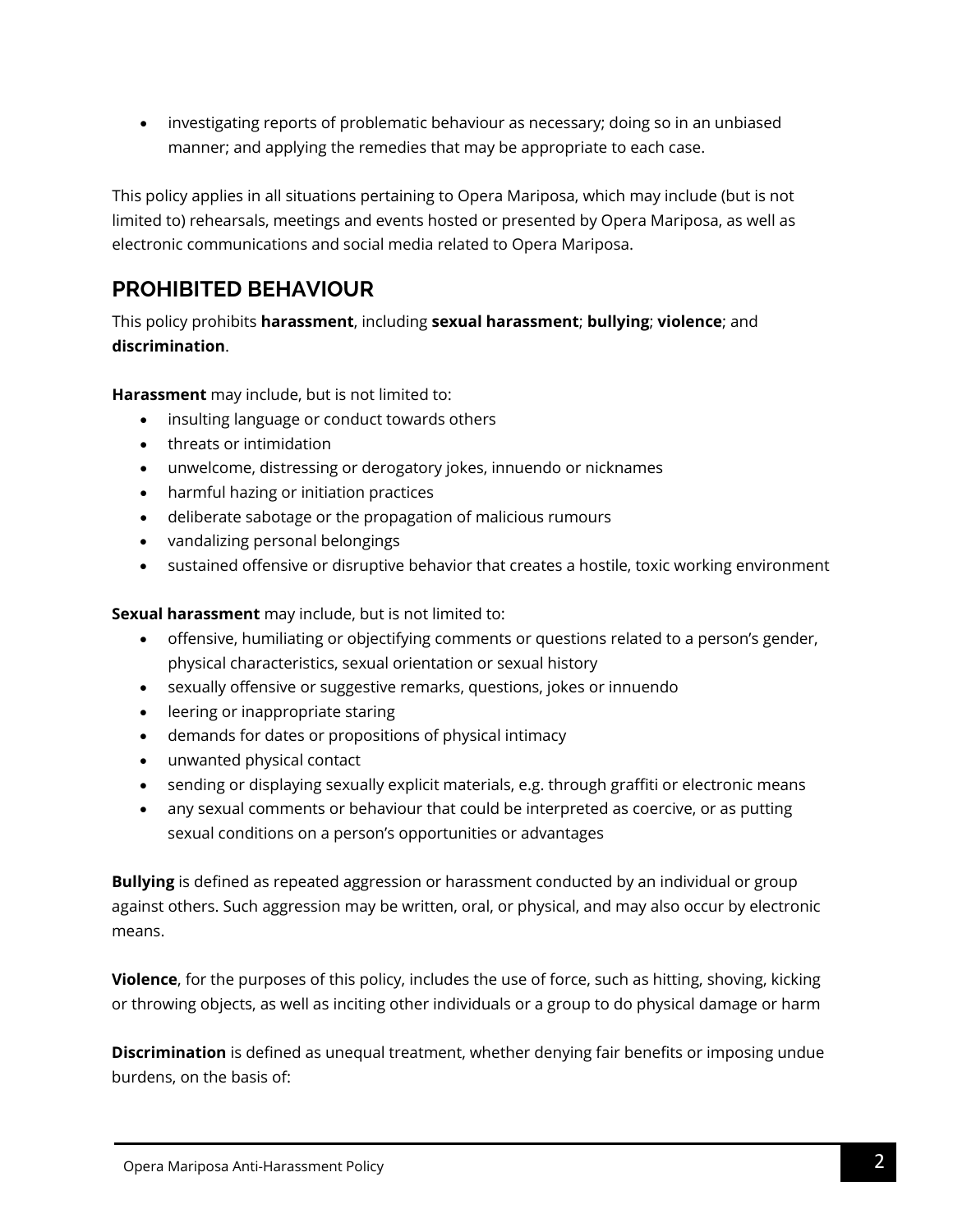- investigating reports of problematic behaviour as necessary; doing so in an unbiased manner; and applying the remedies that may be appropriate to each case.

This policy applies in all situations pertaining to Opera Mariposa, which may include (but is not limited to) rehearsals, meetings and events hosted or presented by Opera Mariposa, as well as electronic communications and social media related to Opera Mariposa.

## PROHIBITED BEHAVIOUR

This policy prohibits **harassment**, including **sexual harassment**; **bullying**; **violence**; and **discrimination**.

**Harassment** may include, but is not limited to:

- insulting language or conduct towards others
- threats or intimidation
- unwelcome, distressing or derogatory jokes, innuendo or nicknames
- harmful hazing or initiation practices
- deliberate sabotage or the propagation of malicious rumours
- vandalizing personal belongings
- sustained offensive or disruptive behavior that creates a hostile, toxic working environment

**Sexual harassment** may include, but is not limited to:

- offensive, humiliating or objectifying comments or questions related to a person's gender, physical characteristics, sexual orientation or sexual history
- sexually offensive or suggestive remarks, questions, jokes or innuendo
- leering or inappropriate staring
- demands for dates or propositions of physical intimacy
- unwanted physical contact
- sending or displaying sexually explicit materials, e.g. through graffiti or electronic means
- any sexual comments or behaviour that could be interpreted as coercive, or as putting sexual conditions on a person's opportunities or advantages

**Bullying** is defined as repeated aggression or harassment conducted by an individual or group against others. Such aggression may be written, oral, or physical, and may also occur by electronic means.

**Violence**, for the purposes of this policy, includes the use of force, such as hitting, shoving, kicking or throwing objects, as well as inciting other individuals or a group to do physical damage or harm

**Discrimination** is defined as unequal treatment, whether denying fair benefits or imposing undue burdens, on the basis of: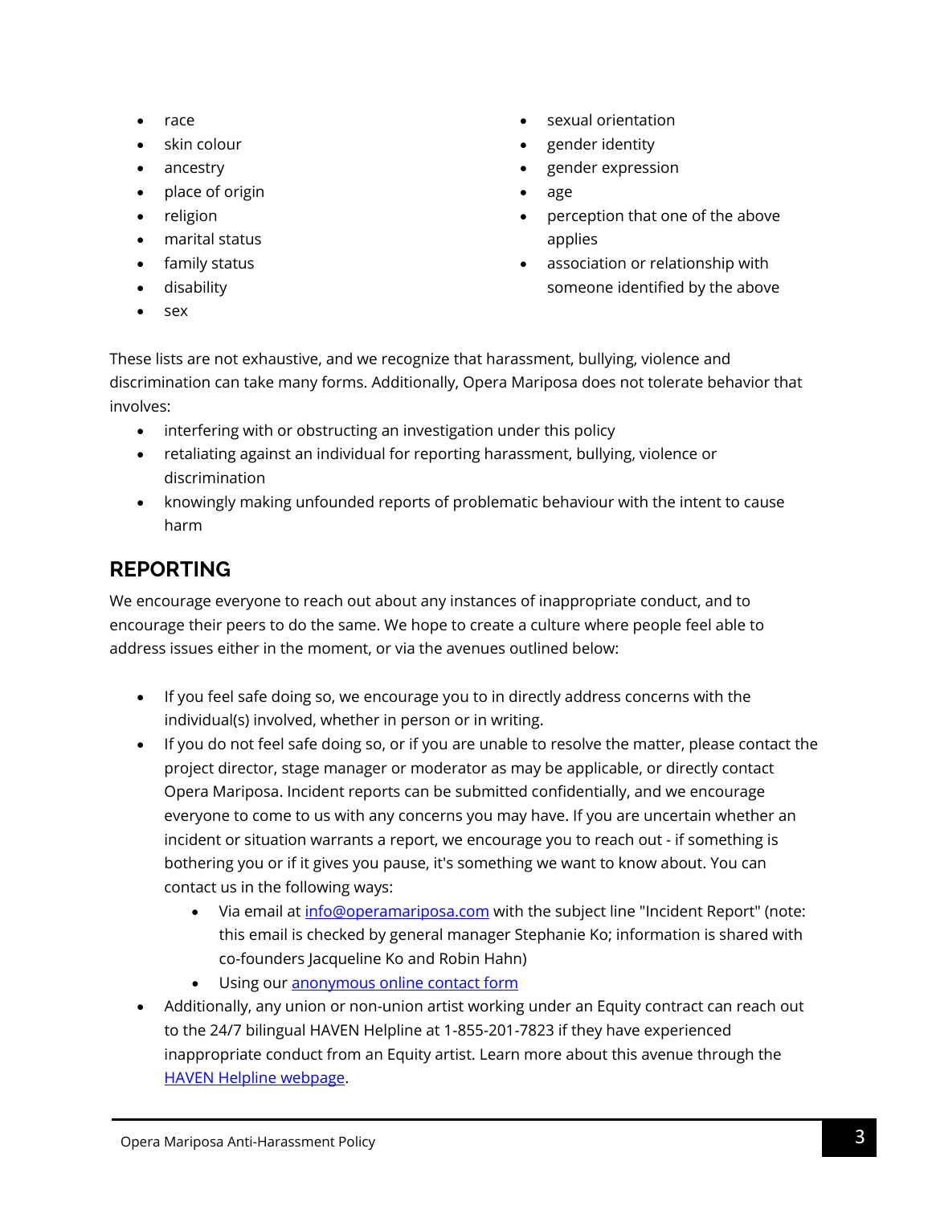- race
- skin colour
- ancestry
- place of origin
- religion
- marital status
- family status
- disability
- sex
- sexual orientation
- gender identity
- gender expression
- age
- perception that one of the above applies
- association or relationship with someone identified by the above

These lists are not exhaustive, and we recognize that harassment, bullying, violence and discrimination can take many forms. Additionally, Opera Mariposa does not tolerate behavior that involves:

- interfering with or obstructing an investigation under this policy
- retaliating against an individual for reporting harassment, bullying, violence or discrimination
- knowingly making unfounded reports of problematic behaviour with the intent to cause harm

## REPORTING

We encourage everyone to reach out about any instances of inappropriate conduct, and to encourage their peers to do the same. We hope to create a culture where people feel able to address issues either in the moment, or via the avenues outlined below:

- If you feel safe doing so, we encourage you to in directly address concerns with the individual(s) involved, whether in person or in writing.
- If you do not feel safe doing so, or if you are unable to resolve the matter, please contact the project director, stage manager or moderator as may be applicable, or directly contact Opera Mariposa. Incident reports can be submitted confidentially, and we encourage everyone to come to us with any concerns you may have. If you are uncertain whether an incident or situation warrants a report, we encourage you to reach out - if something is bothering you or if it gives you pause, it's something we want to know about. You can contact us in the following ways:
    - Via email at info@operamariposa.com with the subject line "Incident Report" (note: this email is checked by general manager Stephanie Ko; information is shared with co-founders Jacqueline Ko and Robin Hahn)
    - Using our anonymous online contact form
- Additionally, any union or non-union artist working under an Equity contract can reach out to the 24/7 bilingual HAVEN Helpline at 1-855-201-7823 if they have experienced inappropriate conduct from an Equity artist. Learn more about this avenue through the HAVEN Helpline webpage.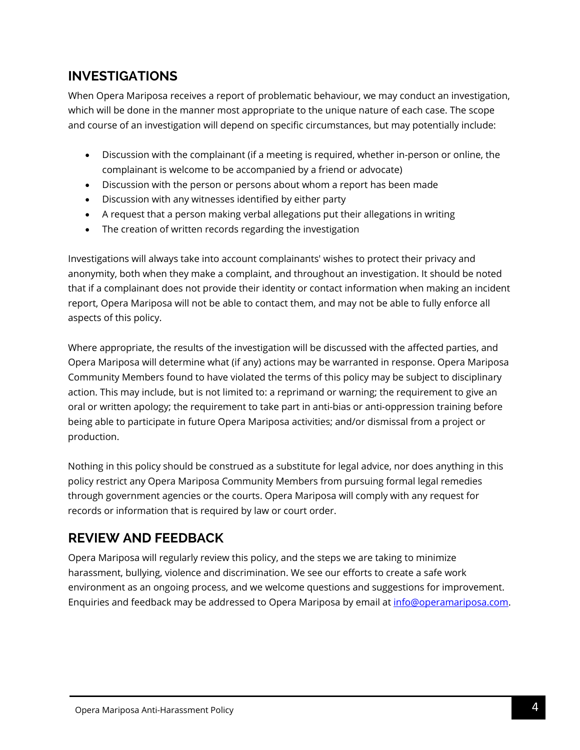## INVESTIGATIONS

When Opera Mariposa receives a report of problematic behaviour, we may conduct an investigation, which will be done in the manner most appropriate to the unique nature of each case. The scope and course of an investigation will depend on specific circumstances, but may potentially include:

- Discussion with the complainant (if a meeting is required, whether in-person or online, the complainant is welcome to be accompanied by a friend or advocate)
- Discussion with the person or persons about whom a report has been made
- Discussion with any witnesses identified by either party
- A request that a person making verbal allegations put their allegations in writing
- The creation of written records regarding the investigation

Investigations will always take into account complainants' wishes to protect their privacy and anonymity, both when they make a complaint, and throughout an investigation. It should be noted that if a complainant does not provide their identity or contact information when making an incident report, Opera Mariposa will not be able to contact them, and may not be able to fully enforce all aspects of this policy.

Where appropriate, the results of the investigation will be discussed with the affected parties, and Opera Mariposa will determine what (if any) actions may be warranted in response. Opera Mariposa Community Members found to have violated the terms of this policy may be subject to disciplinary action. This may include, but is not limited to: a reprimand or warning; the requirement to give an oral or written apology; the requirement to take part in anti-bias or anti-oppression training before being able to participate in future Opera Mariposa activities; and/or dismissal from a project or production.

Nothing in this policy should be construed as a substitute for legal advice, nor does anything in this policy restrict any Opera Mariposa Community Members from pursuing formal legal remedies through government agencies or the courts. Opera Mariposa will comply with any request for records or information that is required by law or court order.

## REVIEW AND FEEDBACK

Opera Mariposa will regularly review this policy, and the steps we are taking to minimize harassment, bullying, violence and discrimination. We see our efforts to create a safe work environment as an ongoing process, and we welcome questions and suggestions for improvement. Enquiries and feedback may be addressed to Opera Mariposa by email at [info@operamariposa.com](mailto:info@operamariposa.com).